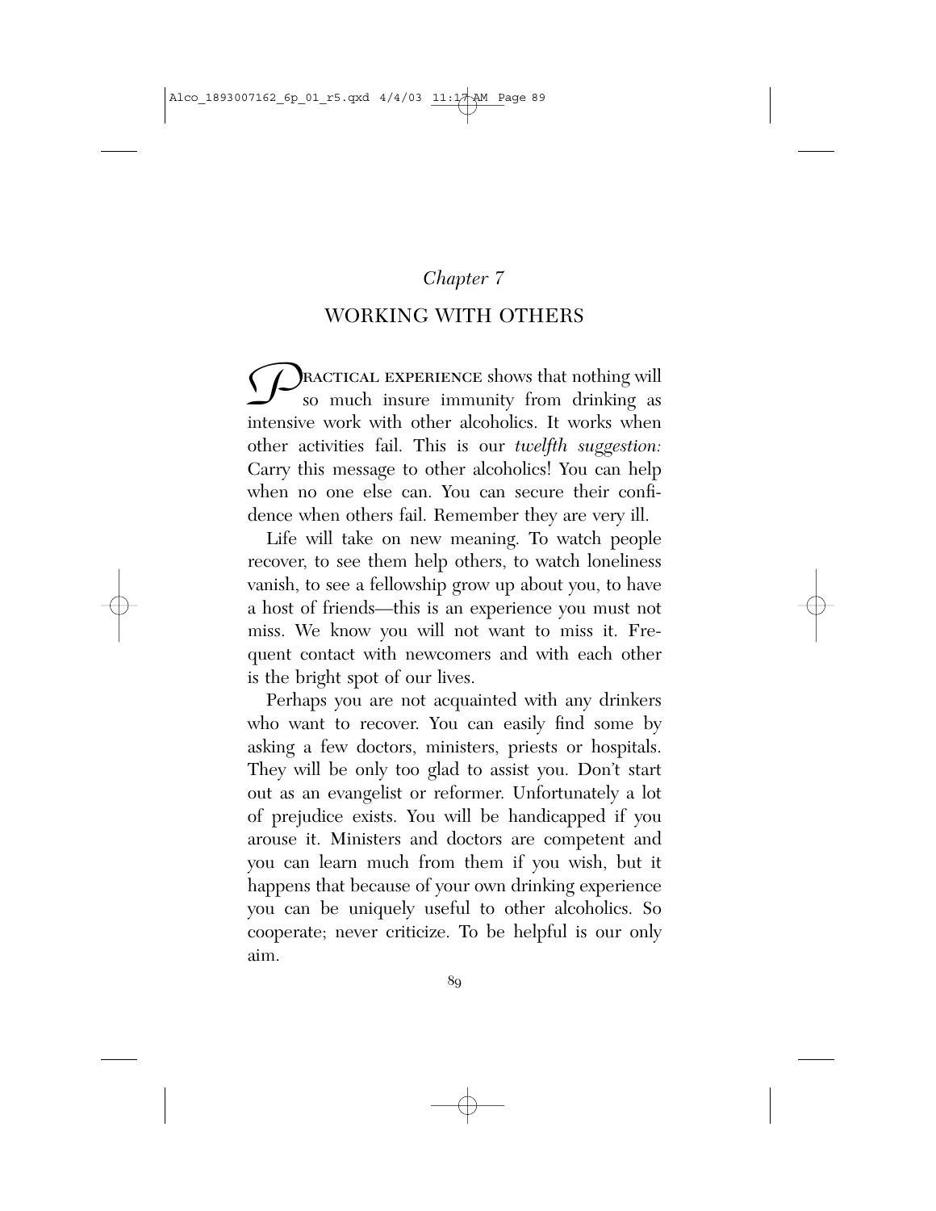*Chapter 7*

# WORKING WITH OTHERS

PRACTICAL EXPERIENCE shows that nothing will so much insure immunity from drinking as intensive work with other alcoholics. It works when other activities fail. This is our *twelfth suggestion:* Carry this message to other alcoholics! You can help when no one else can. You can secure their confidence when others fail. Remember they are very ill.

Life will take on new meaning. To watch people recover, to see them help others, to watch loneliness vanish, to see a fellowship grow up about you, to have a host of friends—this is an experience you must not miss. We know you will not want to miss it. Frequent contact with newcomers and with each other is the bright spot of our lives.

Perhaps you are not acquainted with any drinkers who want to recover. You can easily find some by asking a few doctors, ministers, priests or hospitals. They will be only too glad to assist you. Don't start out as an evangelist or reformer. Unfortunately a lot of prejudice exists. You will be handicapped if you arouse it. Ministers and doctors are competent and you can learn much from them if you wish, but it happens that because of your own drinking experience you can be uniquely useful to other alcoholics. So cooperate; never criticize. To be helpful is our only aim.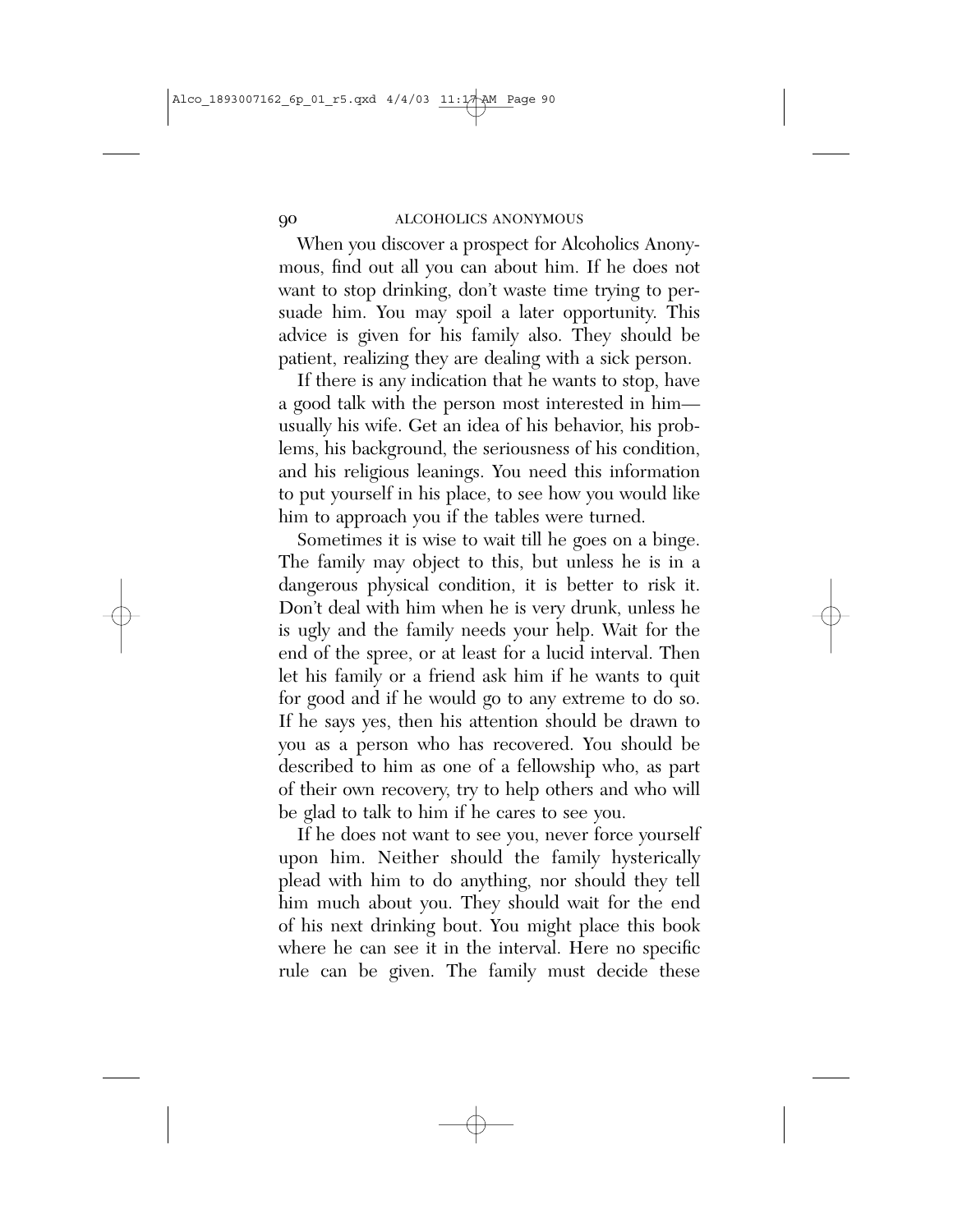When you discover a prospect for Alcoholics Anonymous, find out all you can about him. If he does not want to stop drinking, don't waste time trying to persuade him. You may spoil a later opportunity. This advice is given for his family also. They should be patient, realizing they are dealing with a sick person.

If there is any indication that he wants to stop, have a good talk with the person most interested in him—usually his wife. Get an idea of his behavior, his problems, his background, the seriousness of his condition, and his religious leanings. You need this information to put yourself in his place, to see how you would like him to approach you if the tables were turned.

Sometimes it is wise to wait till he goes on a binge. The family may object to this, but unless he is in a dangerous physical condition, it is better to risk it. Don't deal with him when he is very drunk, unless he is ugly and the family needs your help. Wait for the end of the spree, or at least for a lucid interval. Then let his family or a friend ask him if he wants to quit for good and if he would go to any extreme to do so. If he says yes, then his attention should be drawn to you as a person who has recovered. You should be described to him as one of a fellowship who, as part of their own recovery, try to help others and who will be glad to talk to him if he cares to see you.

If he does not want to see you, never force yourself upon him. Neither should the family hysterically plead with him to do anything, nor should they tell him much about you. They should wait for the end of his next drinking bout. You might place this book where he can see it in the interval. Here no specific rule can be given. The family must decide these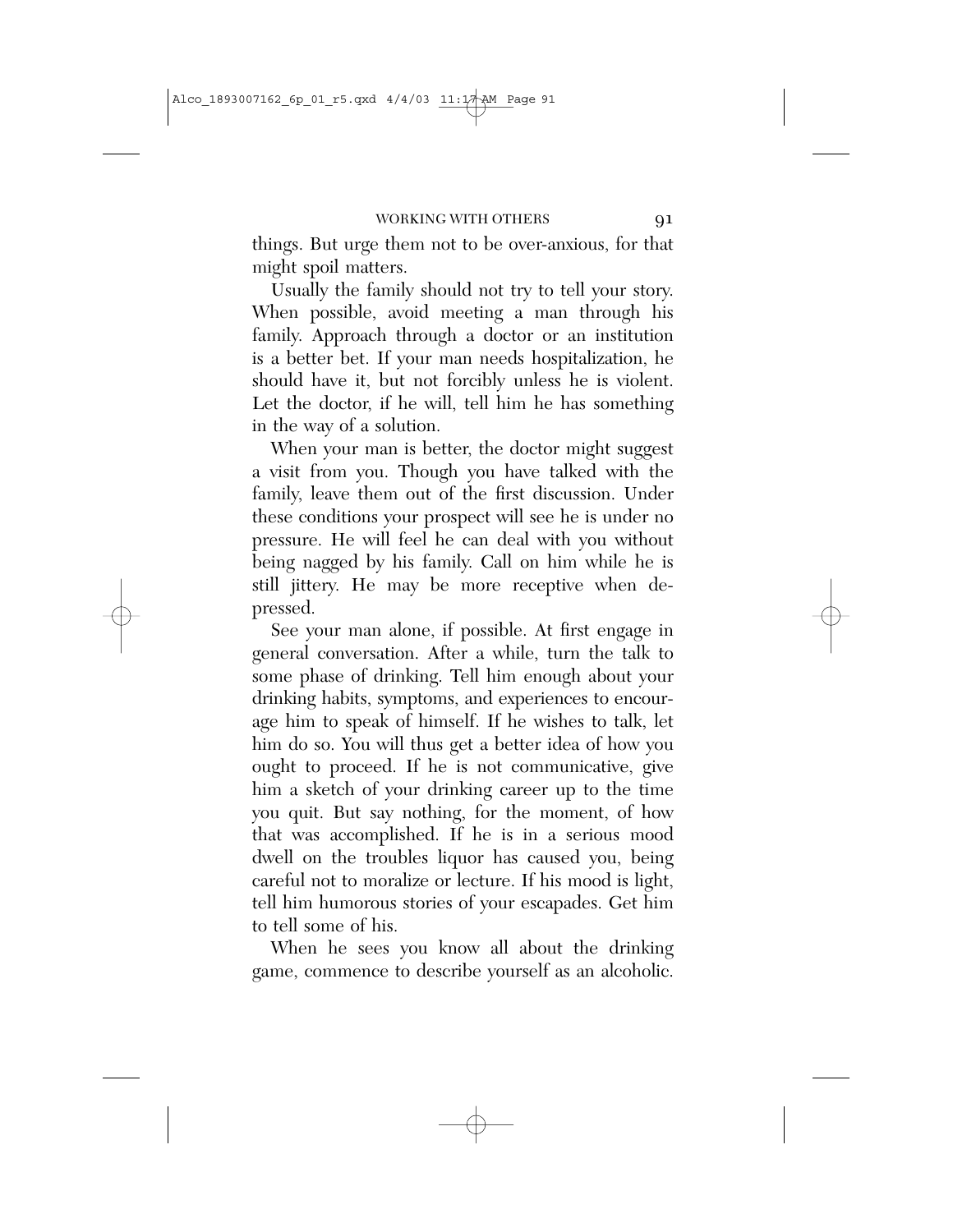things. But urge them not to be over-anxious, for that might spoil matters.

Usually the family should not try to tell your story. When possible, avoid meeting a man through his family. Approach through a doctor or an institution is a better bet. If your man needs hospitalization, he should have it, but not forcibly unless he is violent. Let the doctor, if he will, tell him he has something in the way of a solution.

When your man is better, the doctor might suggest a visit from you. Though you have talked with the family, leave them out of the first discussion. Under these conditions your prospect will see he is under no pressure. He will feel he can deal with you without being nagged by his family. Call on him while he is still jittery. He may be more receptive when depressed.

See your man alone, if possible. At first engage in general conversation. After a while, turn the talk to some phase of drinking. Tell him enough about your drinking habits, symptoms, and experiences to encourage him to speak of himself. If he wishes to talk, let him do so. You will thus get a better idea of how you ought to proceed. If he is not communicative, give him a sketch of your drinking career up to the time you quit. But say nothing, for the moment, of how that was accomplished. If he is in a serious mood dwell on the troubles liquor has caused you, being careful not to moralize or lecture. If his mood is light, tell him humorous stories of your escapades. Get him to tell some of his.

When he sees you know all about the drinking game, commence to describe yourself as an alcoholic.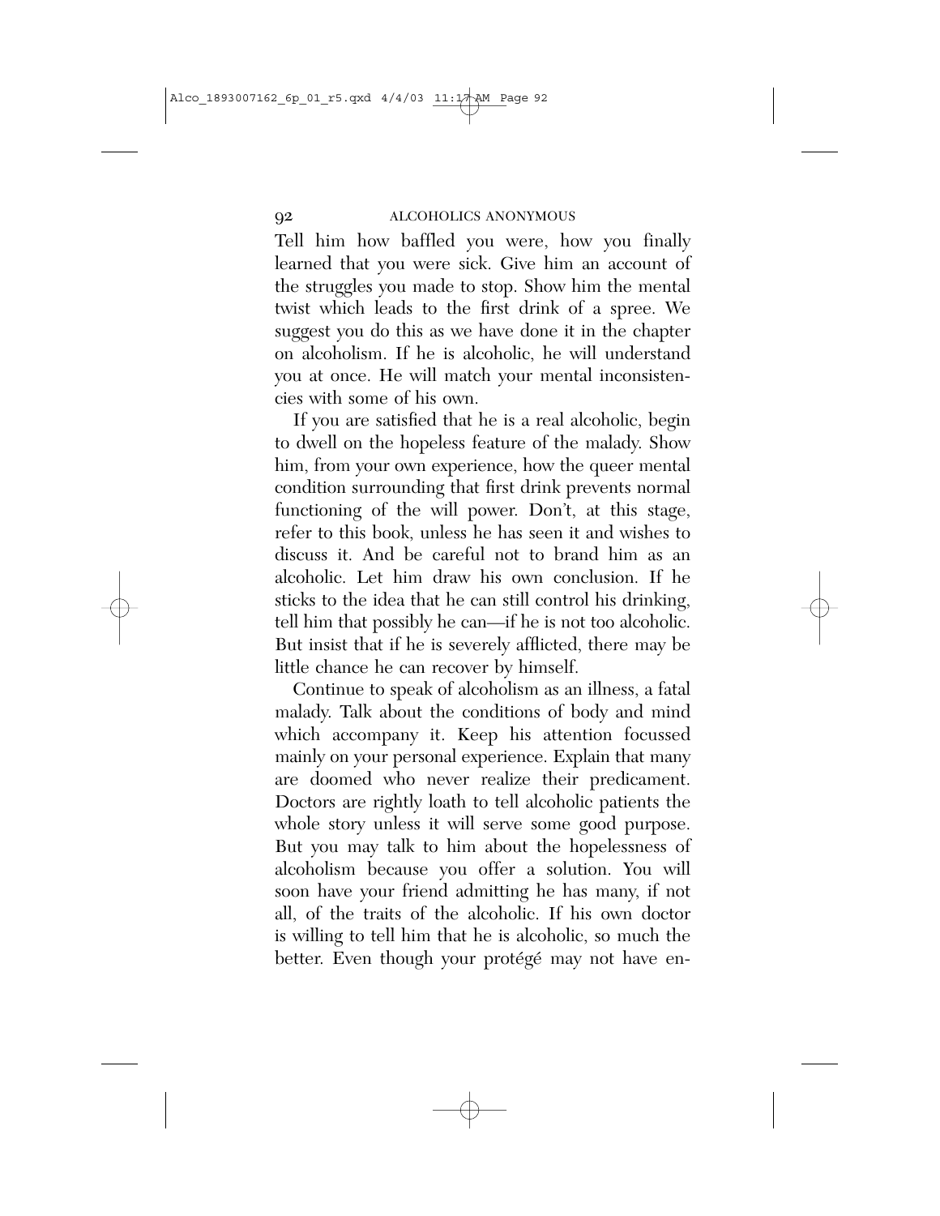Tell him how baffled you were, how you finally learned that you were sick. Give him an account of the struggles you made to stop. Show him the mental twist which leads to the first drink of a spree. We suggest you do this as we have done it in the chapter on alcoholism. If he is alcoholic, he will understand you at once. He will match your mental inconsistencies with some of his own.

If you are satisfied that he is a real alcoholic, begin to dwell on the hopeless feature of the malady. Show him, from your own experience, how the queer mental condition surrounding that first drink prevents normal functioning of the will power. Don't, at this stage, refer to this book, unless he has seen it and wishes to discuss it. And be careful not to brand him as an alcoholic. Let him draw his own conclusion. If he sticks to the idea that he can still control his drinking, tell him that possibly he can—if he is not too alcoholic. But insist that if he is severely afflicted, there may be little chance he can recover by himself.

Continue to speak of alcoholism as an illness, a fatal malady. Talk about the conditions of body and mind which accompany it. Keep his attention focussed mainly on your personal experience. Explain that many are doomed who never realize their predicament. Doctors are rightly loath to tell alcoholic patients the whole story unless it will serve some good purpose. But you may talk to him about the hopelessness of alcoholism because you offer a solution. You will soon have your friend admitting he has many, if not all, of the traits of the alcoholic. If his own doctor is willing to tell him that he is alcoholic, so much the better. Even though your protégé may not have en-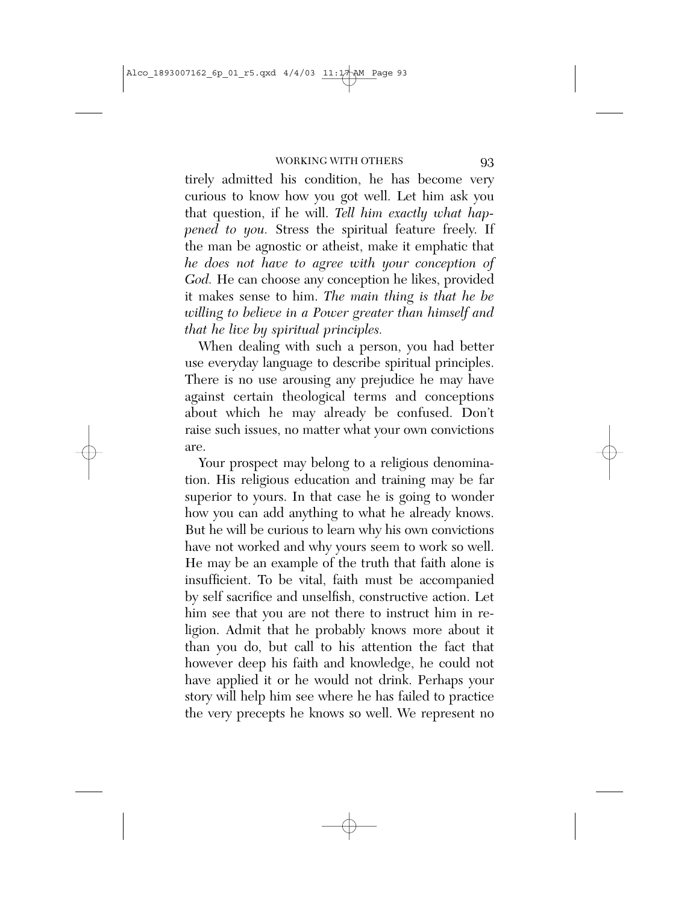tirely admitted his condition, he has become very curious to know how you got well. Let him ask you that question, if he will. *Tell him exactly what happened to you.* Stress the spiritual feature freely. If the man be agnostic or atheist, make it emphatic that *he does not have to agree with your conception of God.* He can choose any conception he likes, provided it makes sense to him. *The main thing is that he be willing to believe in a Power greater than himself and that he live by spiritual principles.*

When dealing with such a person, you had better use everyday language to describe spiritual principles. There is no use arousing any prejudice he may have against certain theological terms and conceptions about which he may already be confused. Don't raise such issues, no matter what your own convictions are.

Your prospect may belong to a religious denomination. His religious education and training may be far superior to yours. In that case he is going to wonder how you can add anything to what he already knows. But he will be curious to learn why his own convictions have not worked and why yours seem to work so well. He may be an example of the truth that faith alone is insufficient. To be vital, faith must be accompanied by self sacrifice and unselfish, constructive action. Let him see that you are not there to instruct him in religion. Admit that he probably knows more about it than you do, but call to his attention the fact that however deep his faith and knowledge, he could not have applied it or he would not drink. Perhaps your story will help him see where he has failed to practice the very precepts he knows so well. We represent no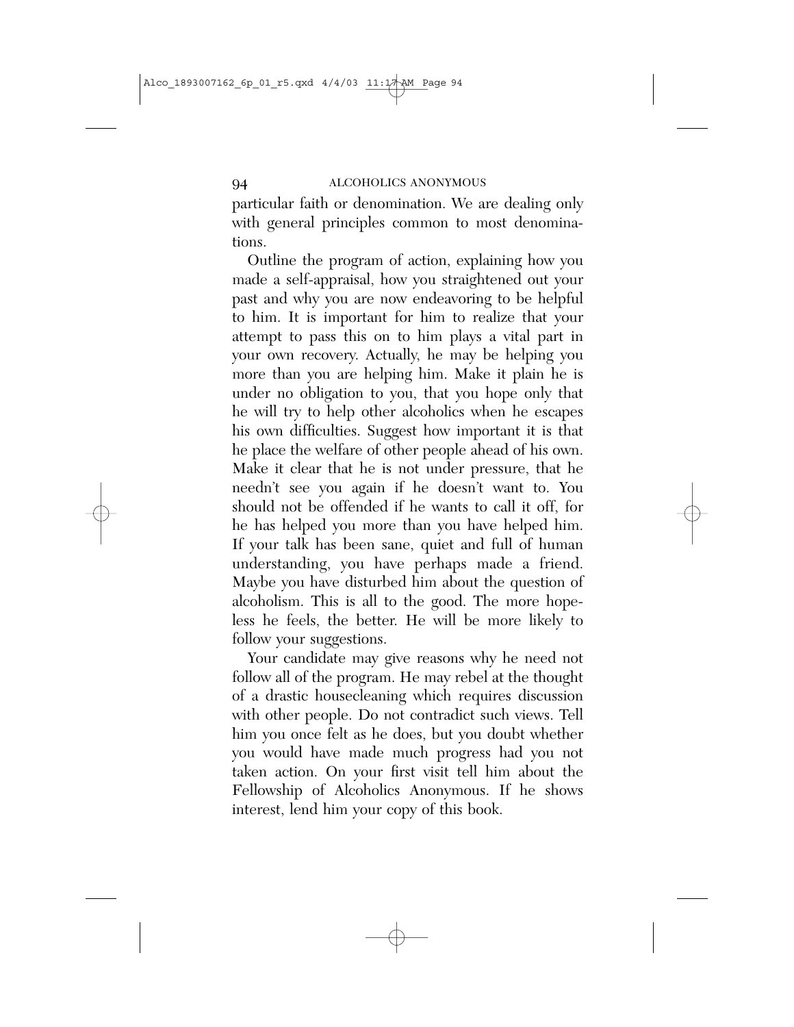particular faith or denomination. We are dealing only with general principles common to most denominations.

Outline the program of action, explaining how you made a self-appraisal, how you straightened out your past and why you are now endeavoring to be helpful to him. It is important for him to realize that your attempt to pass this on to him plays a vital part in your own recovery. Actually, he may be helping you more than you are helping him. Make it plain he is under no obligation to you, that you hope only that he will try to help other alcoholics when he escapes his own difficulties. Suggest how important it is that he place the welfare of other people ahead of his own. Make it clear that he is not under pressure, that he needn't see you again if he doesn't want to. You should not be offended if he wants to call it off, for he has helped you more than you have helped him. If your talk has been sane, quiet and full of human understanding, you have perhaps made a friend. Maybe you have disturbed him about the question of alcoholism. This is all to the good. The more hopeless he feels, the better. He will be more likely to follow your suggestions.

Your candidate may give reasons why he need not follow all of the program. He may rebel at the thought of a drastic housecleaning which requires discussion with other people. Do not contradict such views. Tell him you once felt as he does, but you doubt whether you would have made much progress had you not taken action. On your first visit tell him about the Fellowship of Alcoholics Anonymous. If he shows interest, lend him your copy of this book.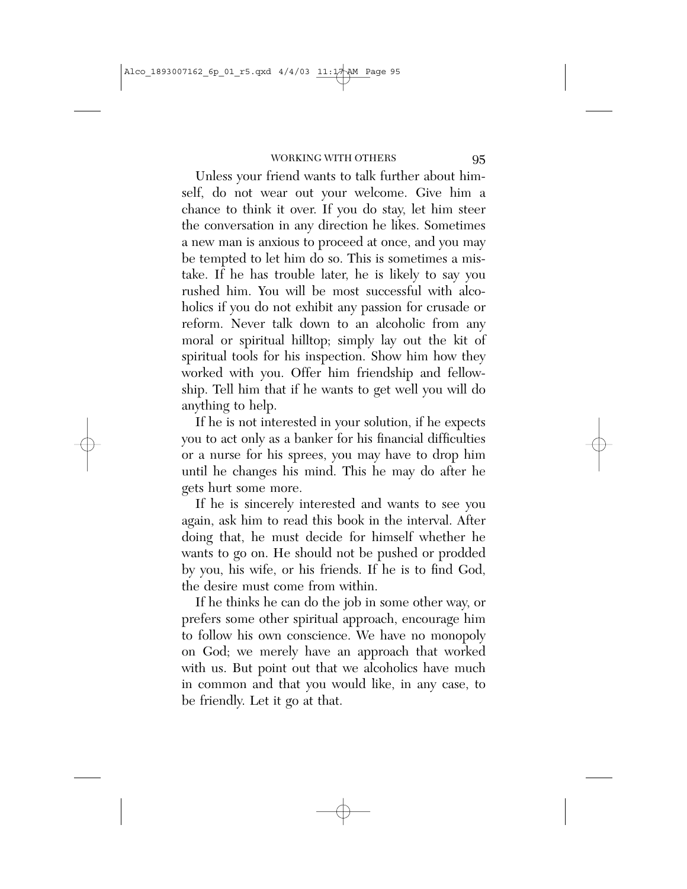Unless your friend wants to talk further about himself, do not wear out your welcome. Give him a chance to think it over. If you do stay, let him steer the conversation in any direction he likes. Sometimes a new man is anxious to proceed at once, and you may be tempted to let him do so. This is sometimes a mistake. If he has trouble later, he is likely to say you rushed him. You will be most successful with alcoholics if you do not exhibit any passion for crusade or reform. Never talk down to an alcoholic from any moral or spiritual hilltop; simply lay out the kit of spiritual tools for his inspection. Show him how they worked with you. Offer him friendship and fellowship. Tell him that if he wants to get well you will do anything to help.

If he is not interested in your solution, if he expects you to act only as a banker for his financial difficulties or a nurse for his sprees, you may have to drop him until he changes his mind. This he may do after he gets hurt some more.

If he is sincerely interested and wants to see you again, ask him to read this book in the interval. After doing that, he must decide for himself whether he wants to go on. He should not be pushed or prodded by you, his wife, or his friends. If he is to find God, the desire must come from within.

If he thinks he can do the job in some other way, or prefers some other spiritual approach, encourage him to follow his own conscience. We have no monopoly on God; we merely have an approach that worked with us. But point out that we alcoholics have much in common and that you would like, in any case, to be friendly. Let it go at that.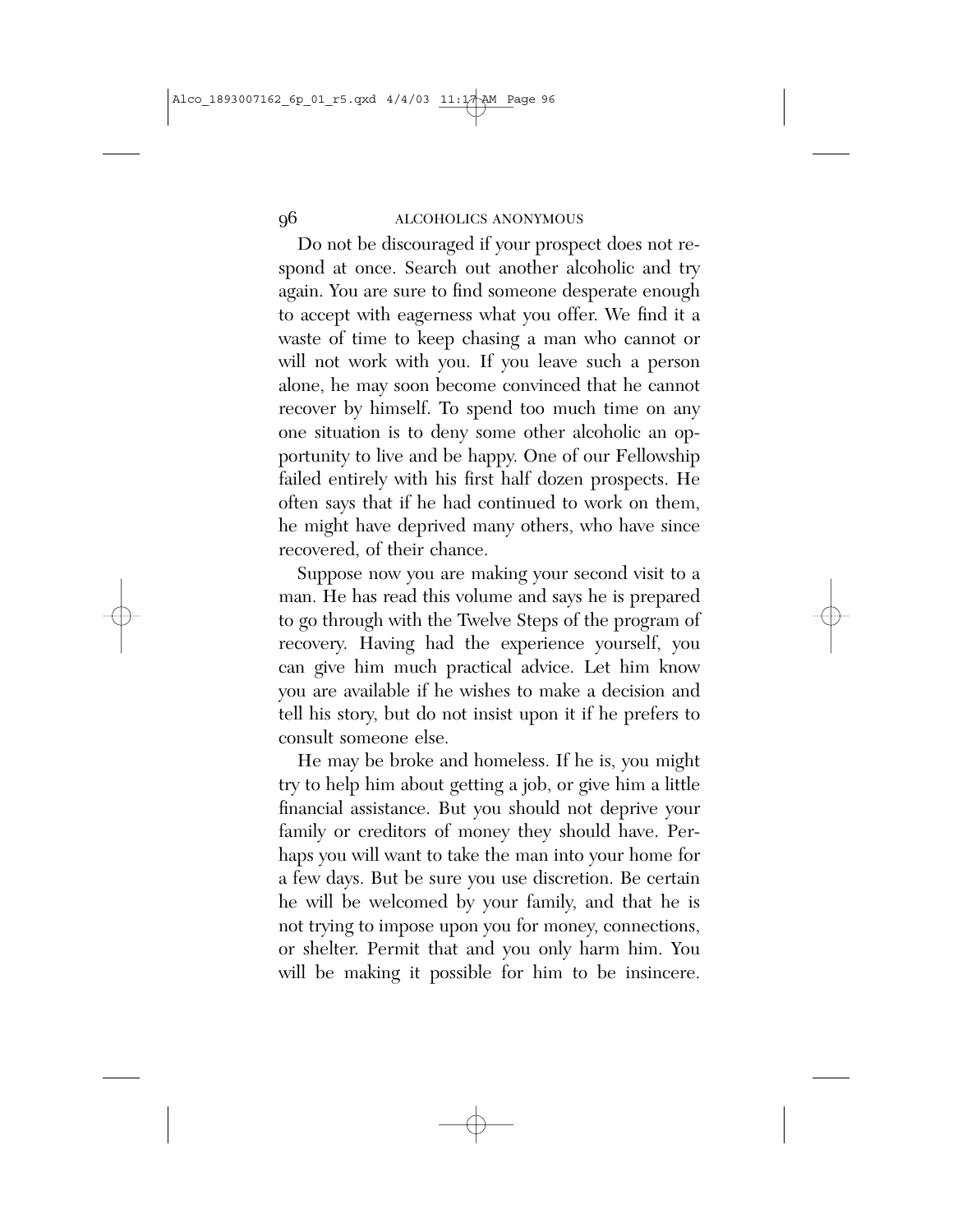Do not be discouraged if your prospect does not respond at once. Search out another alcoholic and try again. You are sure to find someone desperate enough to accept with eagerness what you offer. We find it a waste of time to keep chasing a man who cannot or will not work with you. If you leave such a person alone, he may soon become convinced that he cannot recover by himself. To spend too much time on any one situation is to deny some other alcoholic an opportunity to live and be happy. One of our Fellowship failed entirely with his first half dozen prospects. He often says that if he had continued to work on them, he might have deprived many others, who have since recovered, of their chance.

Suppose now you are making your second visit to a man. He has read this volume and says he is prepared to go through with the Twelve Steps of the program of recovery. Having had the experience yourself, you can give him much practical advice. Let him know you are available if he wishes to make a decision and tell his story, but do not insist upon it if he prefers to consult someone else.

He may be broke and homeless. If he is, you might try to help him about getting a job, or give him a little financial assistance. But you should not deprive your family or creditors of money they should have. Perhaps you will want to take the man into your home for a few days. But be sure you use discretion. Be certain he will be welcomed by your family, and that he is not trying to impose upon you for money, connections, or shelter. Permit that and you only harm him. You will be making it possible for him to be insincere.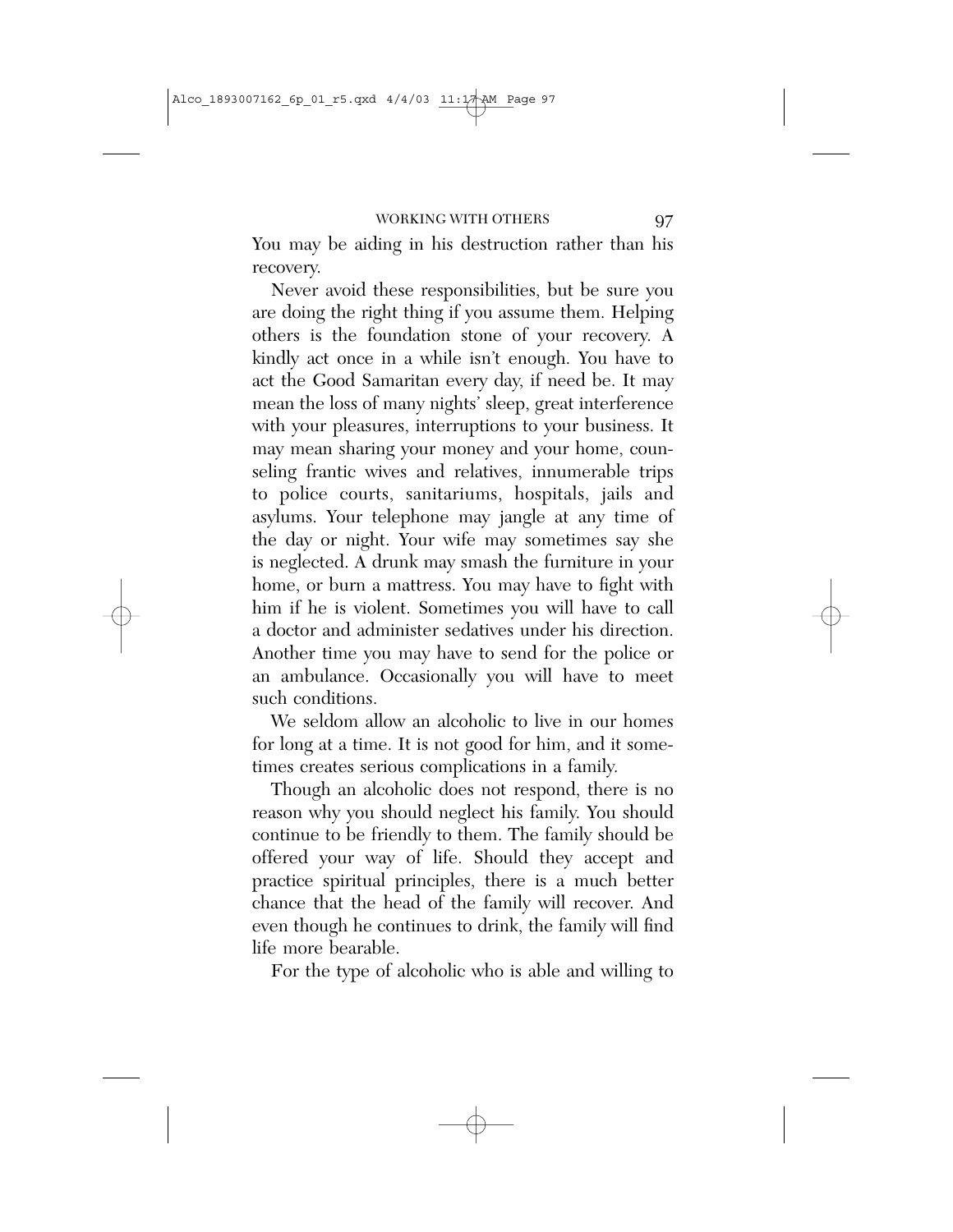You may be aiding in his destruction rather than his recovery.

Never avoid these responsibilities, but be sure you are doing the right thing if you assume them. Helping others is the foundation stone of your recovery. A kindly act once in a while isn't enough. You have to act the Good Samaritan every day, if need be. It may mean the loss of many nights' sleep, great interference with your pleasures, interruptions to your business. It may mean sharing your money and your home, counseling frantic wives and relatives, innumerable trips to police courts, sanitariums, hospitals, jails and asylums. Your telephone may jangle at any time of the day or night. Your wife may sometimes say she is neglected. A drunk may smash the furniture in your home, or burn a mattress. You may have to fight with him if he is violent. Sometimes you will have to call a doctor and administer sedatives under his direction. Another time you may have to send for the police or an ambulance. Occasionally you will have to meet such conditions.

We seldom allow an alcoholic to live in our homes for long at a time. It is not good for him, and it sometimes creates serious complications in a family.

Though an alcoholic does not respond, there is no reason why you should neglect his family. You should continue to be friendly to them. The family should be offered your way of life. Should they accept and practice spiritual principles, there is a much better chance that the head of the family will recover. And even though he continues to drink, the family will find life more bearable.

For the type of alcoholic who is able and willing to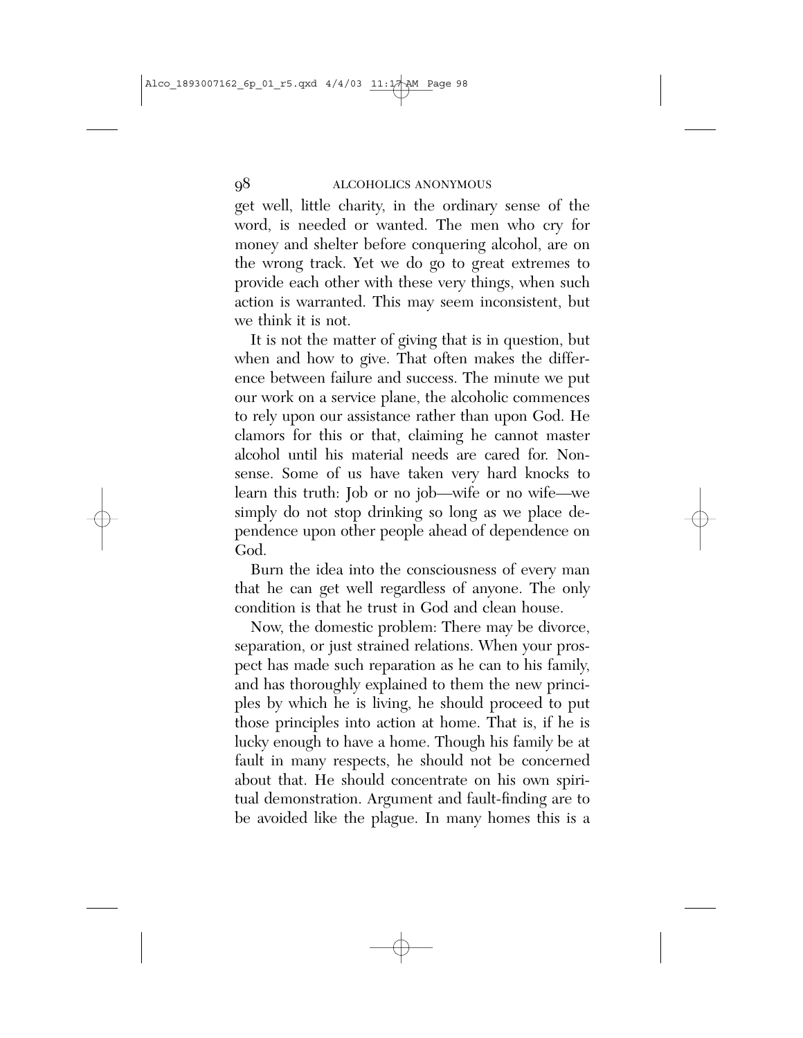get well, little charity, in the ordinary sense of the word, is needed or wanted. The men who cry for money and shelter before conquering alcohol, are on the wrong track. Yet we do go to great extremes to provide each other with these very things, when such action is warranted. This may seem inconsistent, but we think it is not.

It is not the matter of giving that is in question, but when and how to give. That often makes the difference between failure and success. The minute we put our work on a service plane, the alcoholic commences to rely upon our assistance rather than upon God. He clamors for this or that, claiming he cannot master alcohol until his material needs are cared for. Nonsense. Some of us have taken very hard knocks to learn this truth: Job or no job—wife or no wife—we simply do not stop drinking so long as we place dependence upon other people ahead of dependence on God.

Burn the idea into the consciousness of every man that he can get well regardless of anyone. The only condition is that he trust in God and clean house.

Now, the domestic problem: There may be divorce, separation, or just strained relations. When your prospect has made such reparation as he can to his family, and has thoroughly explained to them the new principles by which he is living, he should proceed to put those principles into action at home. That is, if he is lucky enough to have a home. Though his family be at fault in many respects, he should not be concerned about that. He should concentrate on his own spiritual demonstration. Argument and fault-finding are to be avoided like the plague. In many homes this is a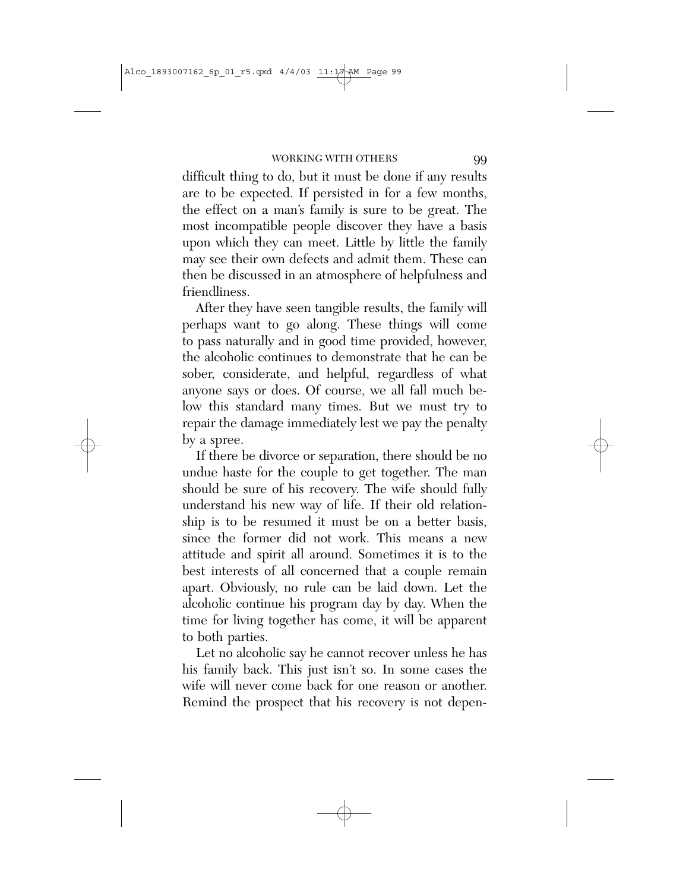difficult thing to do, but it must be done if any results are to be expected. If persisted in for a few months, the effect on a man's family is sure to be great. The most incompatible people discover they have a basis upon which they can meet. Little by little the family may see their own defects and admit them. These can then be discussed in an atmosphere of helpfulness and friendliness.

After they have seen tangible results, the family will perhaps want to go along. These things will come to pass naturally and in good time provided, however, the alcoholic continues to demonstrate that he can be sober, considerate, and helpful, regardless of what anyone says or does. Of course, we all fall much below this standard many times. But we must try to repair the damage immediately lest we pay the penalty by a spree.

If there be divorce or separation, there should be no undue haste for the couple to get together. The man should be sure of his recovery. The wife should fully understand his new way of life. If their old relationship is to be resumed it must be on a better basis, since the former did not work. This means a new attitude and spirit all around. Sometimes it is to the best interests of all concerned that a couple remain apart. Obviously, no rule can be laid down. Let the alcoholic continue his program day by day. When the time for living together has come, it will be apparent to both parties.

Let no alcoholic say he cannot recover unless he has his family back. This just isn't so. In some cases the wife will never come back for one reason or another. Remind the prospect that his recovery is not depen-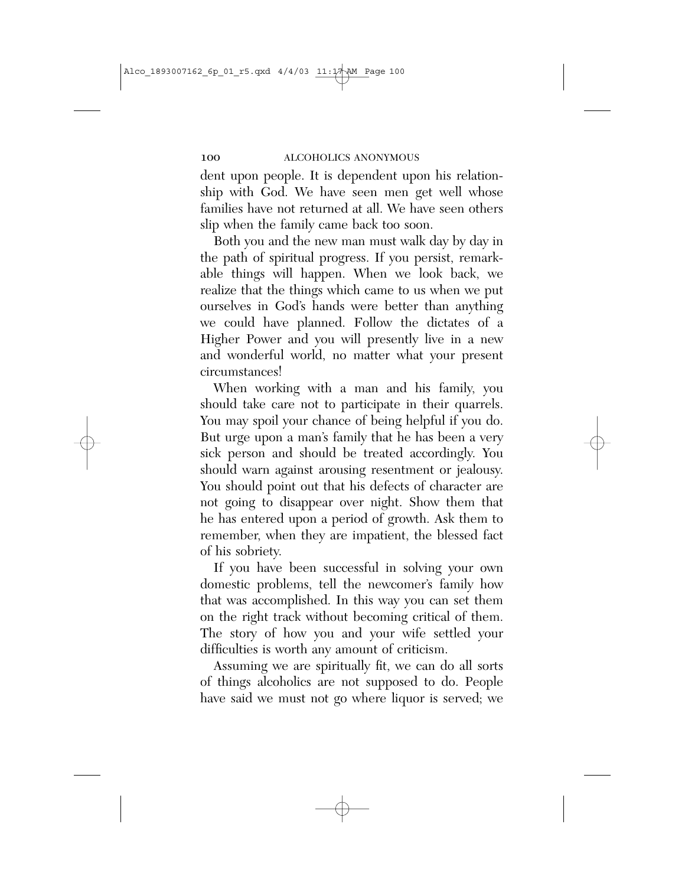dent upon people. It is dependent upon his relationship with God. We have seen men get well whose families have not returned at all. We have seen others slip when the family came back too soon.

Both you and the new man must walk day by day in the path of spiritual progress. If you persist, remarkable things will happen. When we look back, we realize that the things which came to us when we put ourselves in God's hands were better than anything we could have planned. Follow the dictates of a Higher Power and you will presently live in a new and wonderful world, no matter what your present circumstances!

When working with a man and his family, you should take care not to participate in their quarrels. You may spoil your chance of being helpful if you do. But urge upon a man's family that he has been a very sick person and should be treated accordingly. You should warn against arousing resentment or jealousy. You should point out that his defects of character are not going to disappear over night. Show them that he has entered upon a period of growth. Ask them to remember, when they are impatient, the blessed fact of his sobriety.

If you have been successful in solving your own domestic problems, tell the newcomer's family how that was accomplished. In this way you can set them on the right track without becoming critical of them. The story of how you and your wife settled your difficulties is worth any amount of criticism.

Assuming we are spiritually fit, we can do all sorts of things alcoholics are not supposed to do. People have said we must not go where liquor is served; we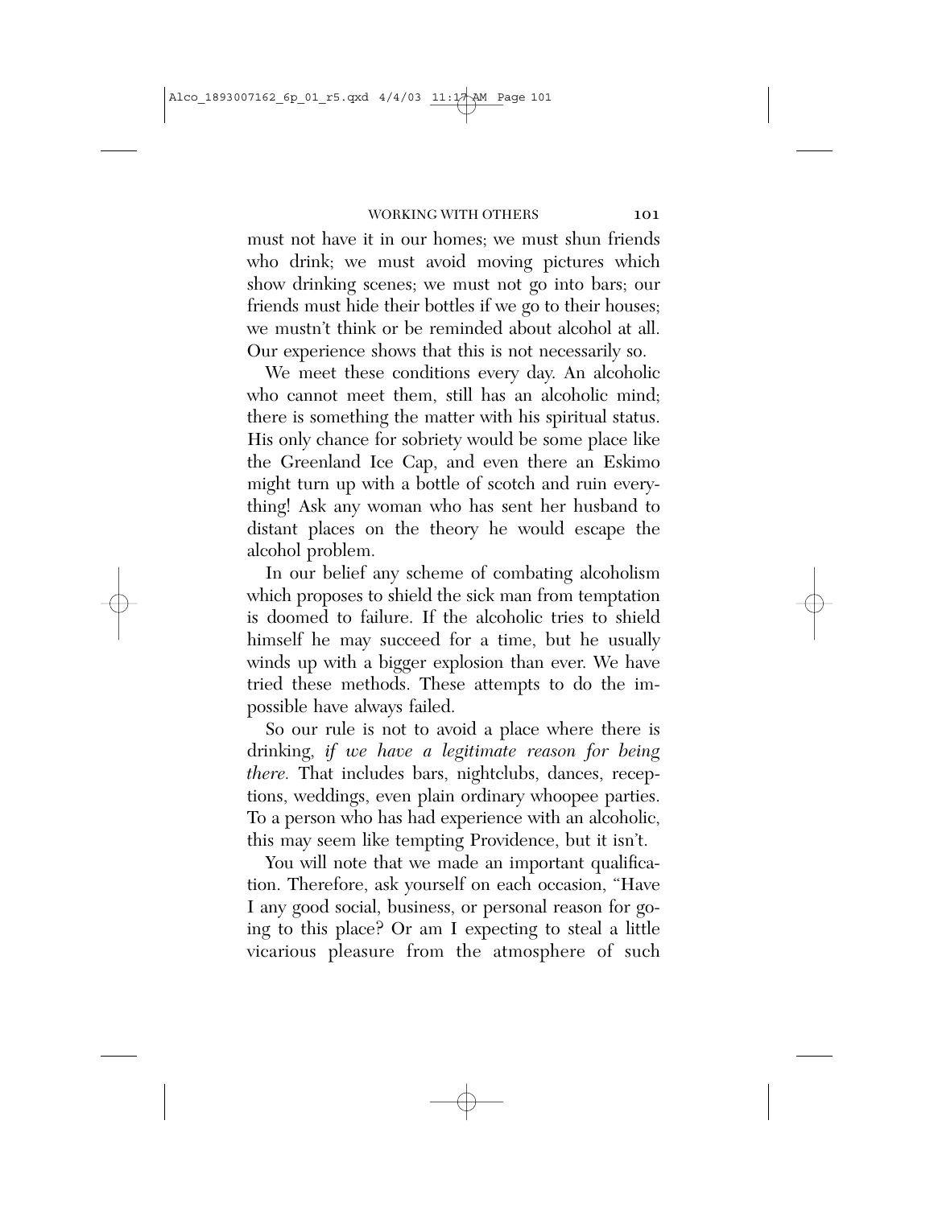must not have it in our homes; we must shun friends who drink; we must avoid moving pictures which show drinking scenes; we must not go into bars; our friends must hide their bottles if we go to their houses; we mustn't think or be reminded about alcohol at all. Our experience shows that this is not necessarily so.

We meet these conditions every day. An alcoholic who cannot meet them, still has an alcoholic mind; there is something the matter with his spiritual status. His only chance for sobriety would be some place like the Greenland Ice Cap, and even there an Eskimo might turn up with a bottle of scotch and ruin everything! Ask any woman who has sent her husband to distant places on the theory he would escape the alcohol problem.

In our belief any scheme of combating alcoholism which proposes to shield the sick man from temptation is doomed to failure. If the alcoholic tries to shield himself he may succeed for a time, but he usually winds up with a bigger explosion than ever. We have tried these methods. These attempts to do the impossible have always failed.

So our rule is not to avoid a place where there is drinking, *if we have a legitimate reason for being there.* That includes bars, nightclubs, dances, receptions, weddings, even plain ordinary whoopee parties. To a person who has had experience with an alcoholic, this may seem like tempting Providence, but it isn't.

You will note that we made an important qualification. Therefore, ask yourself on each occasion, "Have I any good social, business, or personal reason for going to this place? Or am I expecting to steal a little vicarious pleasure from the atmosphere of such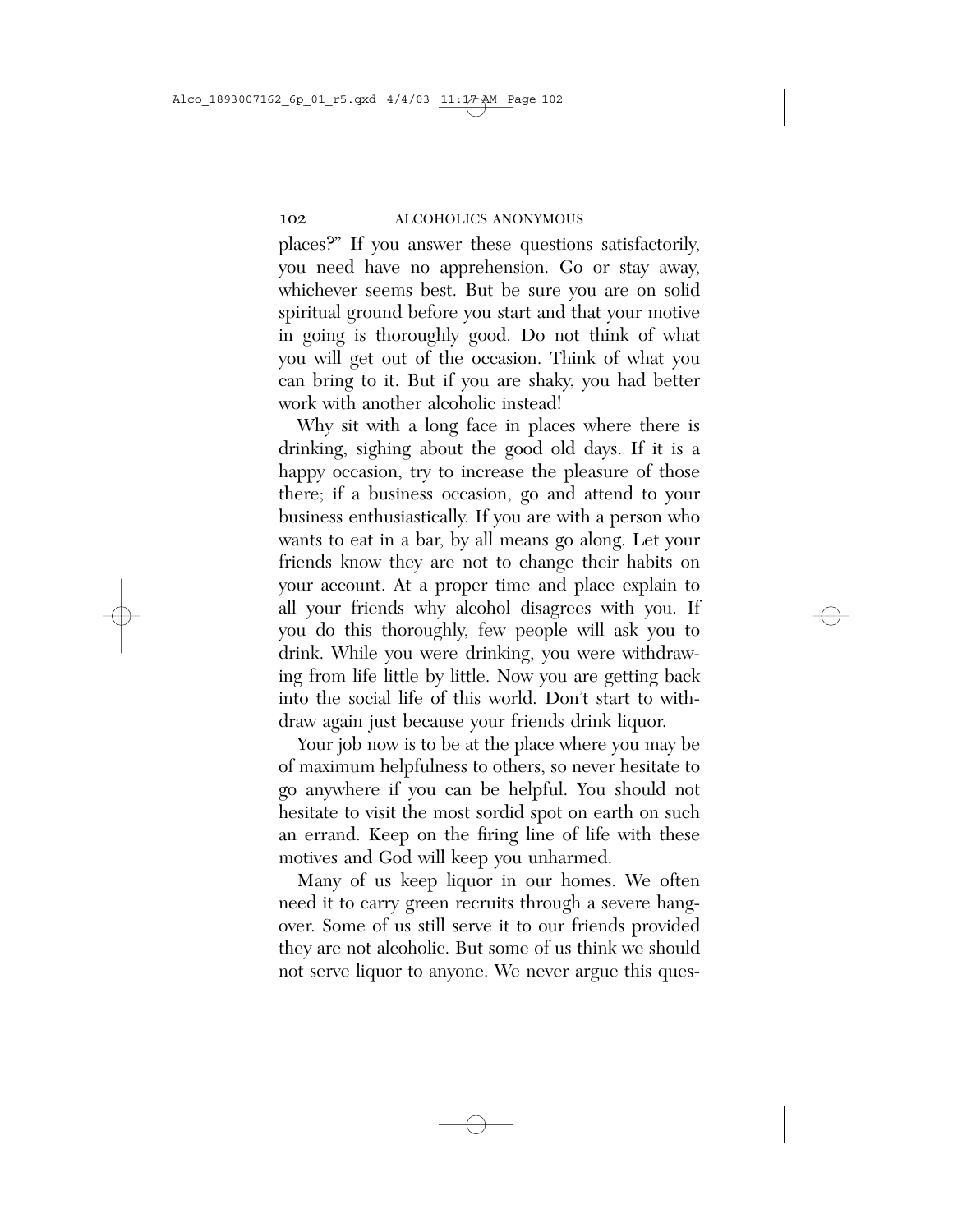places?" If you answer these questions satisfactorily, you need have no apprehension. Go or stay away, whichever seems best. But be sure you are on solid spiritual ground before you start and that your motive in going is thoroughly good. Do not think of what you will get out of the occasion. Think of what you can bring to it. But if you are shaky, you had better work with another alcoholic instead!

Why sit with a long face in places where there is drinking, sighing about the good old days. If it is a happy occasion, try to increase the pleasure of those there; if a business occasion, go and attend to your business enthusiastically. If you are with a person who wants to eat in a bar, by all means go along. Let your friends know they are not to change their habits on your account. At a proper time and place explain to all your friends why alcohol disagrees with you. If you do this thoroughly, few people will ask you to drink. While you were drinking, you were withdrawing from life little by little. Now you are getting back into the social life of this world. Don't start to withdraw again just because your friends drink liquor.

Your job now is to be at the place where you may be of maximum helpfulness to others, so never hesitate to go anywhere if you can be helpful. You should not hesitate to visit the most sordid spot on earth on such an errand. Keep on the firing line of life with these motives and God will keep you unharmed.

Many of us keep liquor in our homes. We often need it to carry green recruits through a severe hangover. Some of us still serve it to our friends provided they are not alcoholic. But some of us think we should not serve liquor to anyone. We never argue this ques-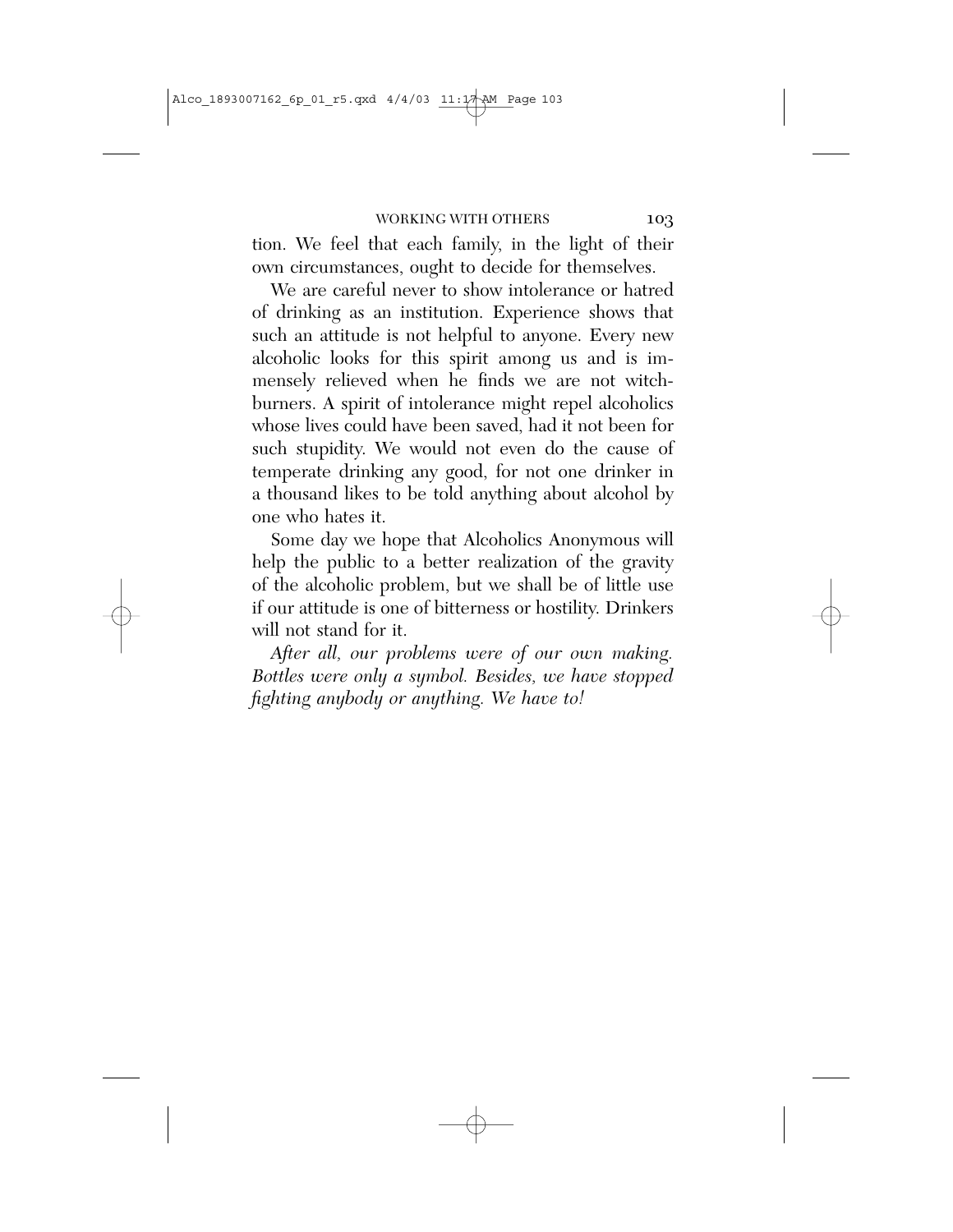tion. We feel that each family, in the light of their own circumstances, ought to decide for themselves.

We are careful never to show intolerance or hatred of drinking as an institution. Experience shows that such an attitude is not helpful to anyone. Every new alcoholic looks for this spirit among us and is immensely relieved when he finds we are not witch-burners. A spirit of intolerance might repel alcoholics whose lives could have been saved, had it not been for such stupidity. We would not even do the cause of temperate drinking any good, for not one drinker in a thousand likes to be told anything about alcohol by one who hates it.

Some day we hope that Alcoholics Anonymous will help the public to a better realization of the gravity of the alcoholic problem, but we shall be of little use if our attitude is one of bitterness or hostility. Drinkers will not stand for it.

*After all, our problems were of our own making. Bottles were only a symbol. Besides, we have stopped fighting anybody or anything. We have to!*